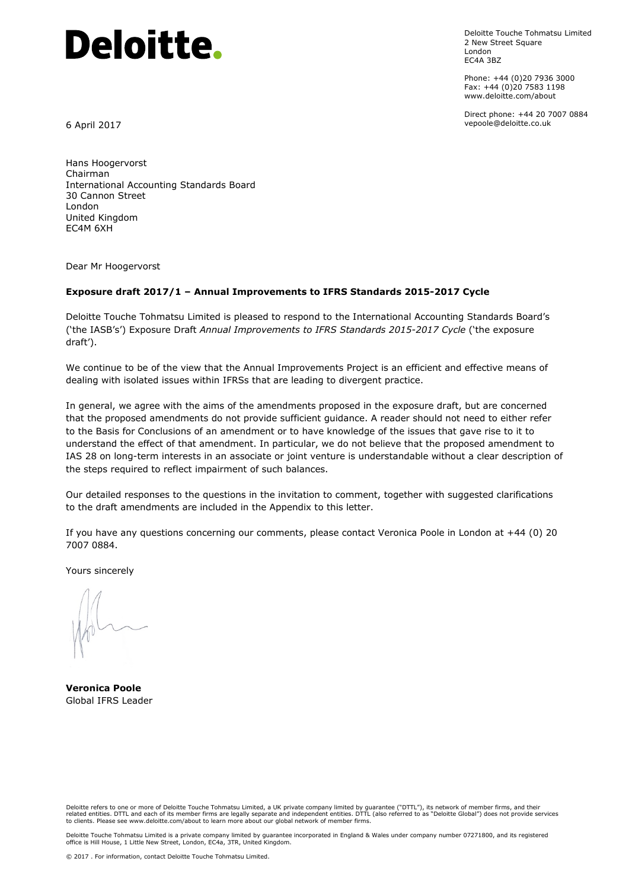# Deloitte.

Deloitte Touche Tohmatsu Limited
2 New Street Square
London
EC4A 3BZ

Phone: +44 (0)20 7936 3000
Fax: +44 (0)20 7583 1198
www.deloitte.com/about

Direct phone: +44 20 7007 0884
vepoole@deloitte.co.uk

6 April 2017

Hans Hoogervorst
Chairman
International Accounting Standards Board
30 Cannon Street
London
United Kingdom
EC4M 6XH

Dear Mr Hoogervorst

**Exposure draft 2017/1 – Annual Improvements to IFRS Standards 2015-2017 Cycle**

Deloitte Touche Tohmatsu Limited is pleased to respond to the International Accounting Standards Board's ('the IASB's') Exposure Draft *Annual Improvements to IFRS Standards 2015-2017 Cycle* ('the exposure draft').

We continue to be of the view that the Annual Improvements Project is an efficient and effective means of dealing with isolated issues within IFRSs that are leading to divergent practice.

In general, we agree with the aims of the amendments proposed in the exposure draft, but are concerned that the proposed amendments do not provide sufficient guidance. A reader should not need to either refer to the Basis for Conclusions of an amendment or to have knowledge of the issues that gave rise to it to understand the effect of that amendment. In particular, we do not believe that the proposed amendment to IAS 28 on long-term interests in an associate or joint venture is understandable without a clear description of the steps required to reflect impairment of such balances.

Our detailed responses to the questions in the invitation to comment, together with suggested clarifications to the draft amendments are included in the Appendix to this letter.

If you have any questions concerning our comments, please contact Veronica Poole in London at +44 (0) 20 7007 0884.

Yours sincerely

**Veronica Poole**
Global IFRS Leader

Deloitte refers to one or more of Deloitte Touche Tohmatsu Limited, a UK private company limited by guarantee ("DTTL"), its network of member firms, and their related entities. DTTL and each of its member firms are legally separate and independent entities. DTTL (also referred to as "Deloitte Global") does not provide services to clients. Please see www.deloitte.com/about to learn more about our global network of member firms.

Deloitte Touche Tohmatsu Limited is a private company limited by guarantee incorporated in England & Wales under company number 07271800, and its registered office is Hill House, 1 Little New Street, London, EC4a, 3TR, United Kingdom.

© 2017 . For information, contact Deloitte Touche Tohmatsu Limited.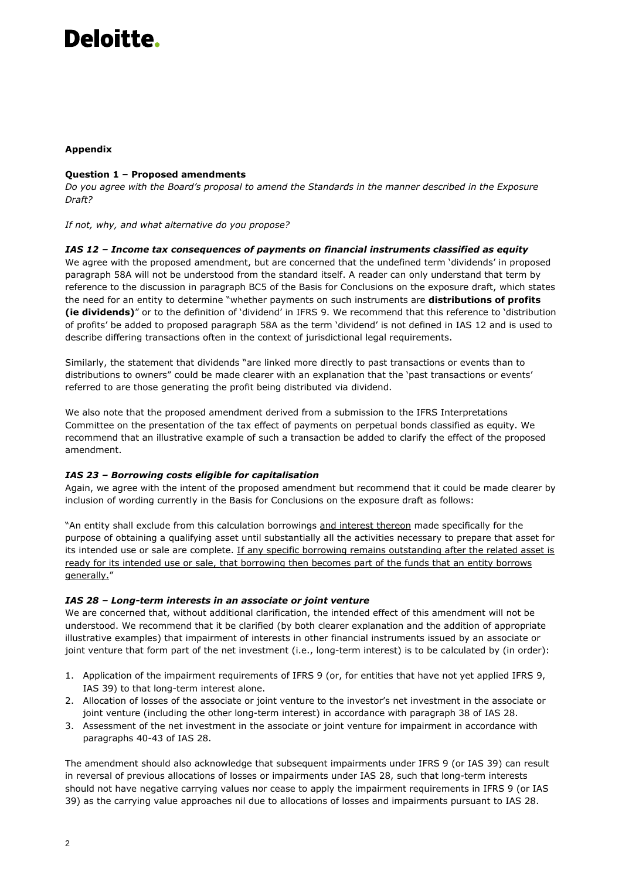**Appendix**

**Question 1 – Proposed amendments**

*Do you agree with the Board's proposal to amend the Standards in the manner described in the Exposure Draft?*

*If not, why, and what alternative do you propose?*

***IAS 12 – Income tax consequences of payments on financial instruments classified as equity***

We agree with the proposed amendment, but are concerned that the undefined term 'dividends' in proposed paragraph 58A will not be understood from the standard itself. A reader can only understand that term by reference to the discussion in paragraph BC5 of the Basis for Conclusions on the exposure draft, which states the need for an entity to determine "whether payments on such instruments are **distributions of profits (ie dividends)**" or to the definition of 'dividend' in IFRS 9. We recommend that this reference to 'distribution of profits' be added to proposed paragraph 58A as the term 'dividend' is not defined in IAS 12 and is used to describe differing transactions often in the context of jurisdictional legal requirements.

Similarly, the statement that dividends "are linked more directly to past transactions or events than to distributions to owners" could be made clearer with an explanation that the 'past transactions or events' referred to are those generating the profit being distributed via dividend.

We also note that the proposed amendment derived from a submission to the IFRS Interpretations Committee on the presentation of the tax effect of payments on perpetual bonds classified as equity. We recommend that an illustrative example of such a transaction be added to clarify the effect of the proposed amendment.

***IAS 23 – Borrowing costs eligible for capitalisation***

Again, we agree with the intent of the proposed amendment but recommend that it could be made clearer by inclusion of wording currently in the Basis for Conclusions on the exposure draft as follows:

"An entity shall exclude from this calculation borrowings <u>and interest thereon</u> made specifically for the purpose of obtaining a qualifying asset until substantially all the activities necessary to prepare that asset for its intended use or sale are complete. <u>If any specific borrowing remains outstanding after the related asset is ready for its intended use or sale, that borrowing then becomes part of the funds that an entity borrows generally.</u>"

***IAS 28 – Long-term interests in an associate or joint venture***

We are concerned that, without additional clarification, the intended effect of this amendment will not be understood. We recommend that it be clarified (by both clearer explanation and the addition of appropriate illustrative examples) that impairment of interests in other financial instruments issued by an associate or joint venture that form part of the net investment (i.e., long-term interest) is to be calculated by (in order):

1. Application of the impairment requirements of IFRS 9 (or, for entities that have not yet applied IFRS 9, IAS 39) to that long-term interest alone.
2. Allocation of losses of the associate or joint venture to the investor's net investment in the associate or joint venture (including the other long-term interest) in accordance with paragraph 38 of IAS 28.
3. Assessment of the net investment in the associate or joint venture for impairment in accordance with paragraphs 40-43 of IAS 28.

The amendment should also acknowledge that subsequent impairments under IFRS 9 (or IAS 39) can result in reversal of previous allocations of losses or impairments under IAS 28, such that long-term interests should not have negative carrying values nor cease to apply the impairment requirements in IFRS 9 (or IAS 39) as the carrying value approaches nil due to allocations of losses and impairments pursuant to IAS 28.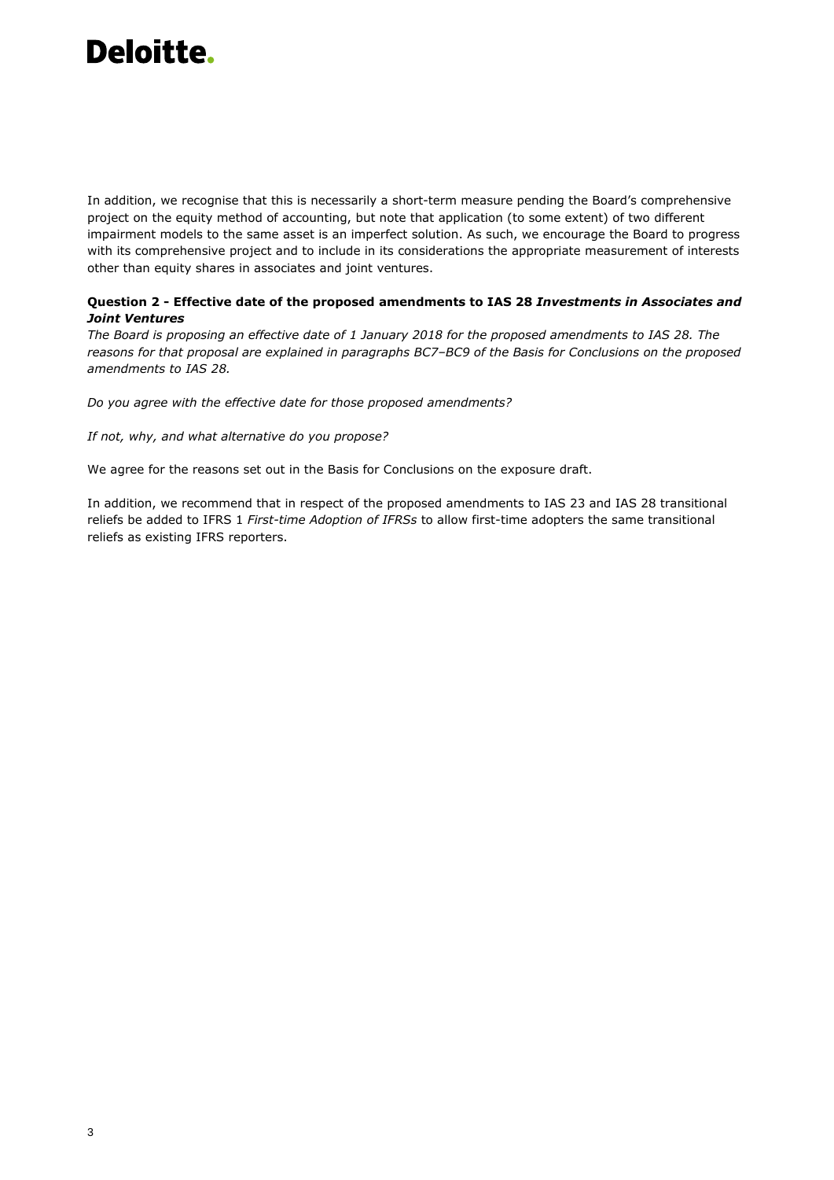In addition, we recognise that this is necessarily a short-term measure pending the Board's comprehensive project on the equity method of accounting, but note that application (to some extent) of two different impairment models to the same asset is an imperfect solution. As such, we encourage the Board to progress with its comprehensive project and to include in its considerations the appropriate measurement of interests other than equity shares in associates and joint ventures.

**Question 2 - Effective date of the proposed amendments to IAS 28 *Investments in Associates and Joint Ventures***

*The Board is proposing an effective date of 1 January 2018 for the proposed amendments to IAS 28. The reasons for that proposal are explained in paragraphs BC7–BC9 of the Basis for Conclusions on the proposed amendments to IAS 28.*

*Do you agree with the effective date for those proposed amendments?*

*If not, why, and what alternative do you propose?*

We agree for the reasons set out in the Basis for Conclusions on the exposure draft.

In addition, we recommend that in respect of the proposed amendments to IAS 23 and IAS 28 transitional reliefs be added to IFRS 1 *First-time Adoption of IFRSs* to allow first-time adopters the same transitional reliefs as existing IFRS reporters.